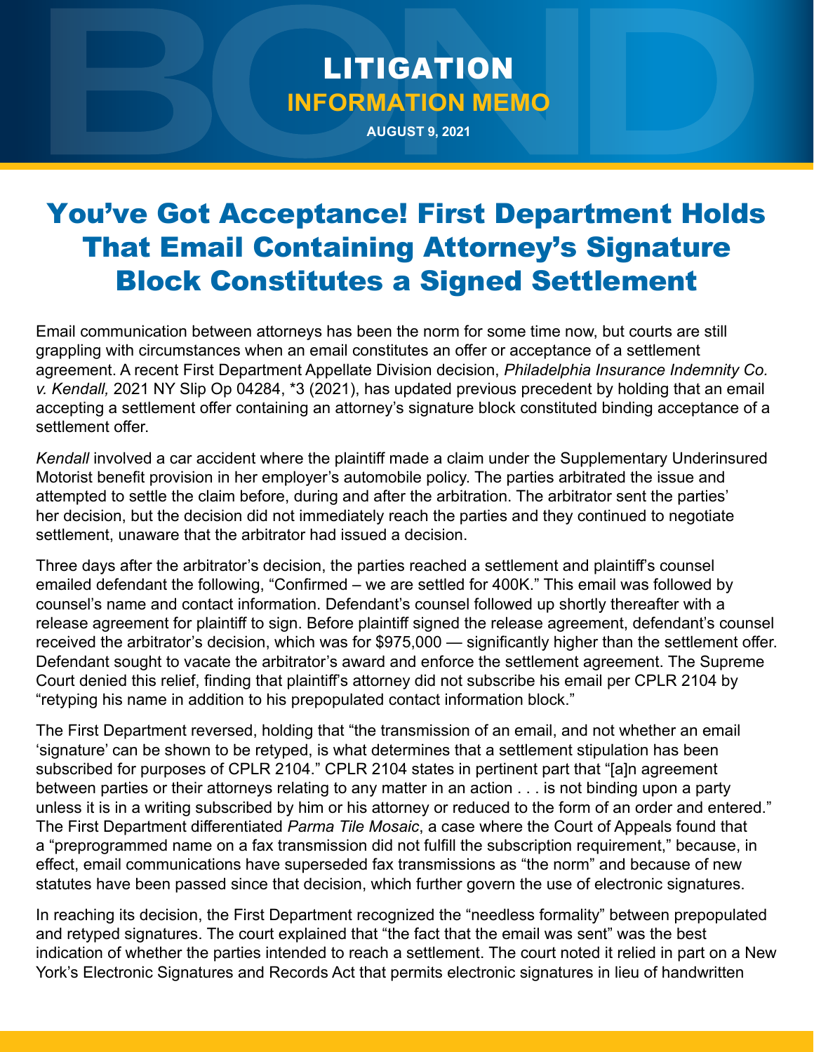# LITIGATION

## INFORMATION MEMO

**AUGUST 9, 2021**

# You've Got Acceptance! First Department Holds That Email Containing Attorney's Signature Block Constitutes a Signed Settlement

Email communication between attorneys has been the norm for some time now, but courts are still grappling with circumstances when an email constitutes an offer or acceptance of a settlement agreement. A recent First Department Appellate Division decision, *Philadelphia Insurance Indemnity Co. v. Kendall,* 2021 NY Slip Op 04284, *3 (2021), has updated previous precedent by holding that an email accepting a settlement offer containing an attorney's signature block constituted binding acceptance of a settlement offer.

*Kendall* involved a car accident where the plaintiff made a claim under the Supplementary Underinsured Motorist benefit provision in her employer's automobile policy. The parties arbitrated the issue and attempted to settle the claim before, during and after the arbitration. The arbitrator sent the parties' her decision, but the decision did not immediately reach the parties and they continued to negotiate settlement, unaware that the arbitrator had issued a decision.

Three days after the arbitrator's decision, the parties reached a settlement and plaintiff's counsel emailed defendant the following, "Confirmed – we are settled for 400K." This email was followed by counsel's name and contact information. Defendant's counsel followed up shortly thereafter with a release agreement for plaintiff to sign. Before plaintiff signed the release agreement, defendant's counsel received the arbitrator's decision, which was for $975,000 — significantly higher than the settlement offer. Defendant sought to vacate the arbitrator's award and enforce the settlement agreement. The Supreme Court denied this relief, finding that plaintiff's attorney did not subscribe his email per CPLR 2104 by "retyping his name in addition to his prepopulated contact information block."

The First Department reversed, holding that "the transmission of an email, and not whether an email 'signature' can be shown to be retyped, is what determines that a settlement stipulation has been subscribed for purposes of CPLR 2104." CPLR 2104 states in pertinent part that "[a]n agreement between parties or their attorneys relating to any matter in an action . . . is not binding upon a party unless it is in a writing subscribed by him or his attorney or reduced to the form of an order and entered." The First Department differentiated *Parma Tile Mosaic*, a case where the Court of Appeals found that a "preprogrammed name on a fax transmission did not fulfill the subscription requirement," because, in effect, email communications have superseded fax transmissions as "the norm" and because of new statutes have been passed since that decision, which further govern the use of electronic signatures.

In reaching its decision, the First Department recognized the "needless formality" between prepopulated and retyped signatures. The court explained that "the fact that the email was sent" was the best indication of whether the parties intended to reach a settlement. The court noted it relied in part on a New York's Electronic Signatures and Records Act that permits electronic signatures in lieu of handwritten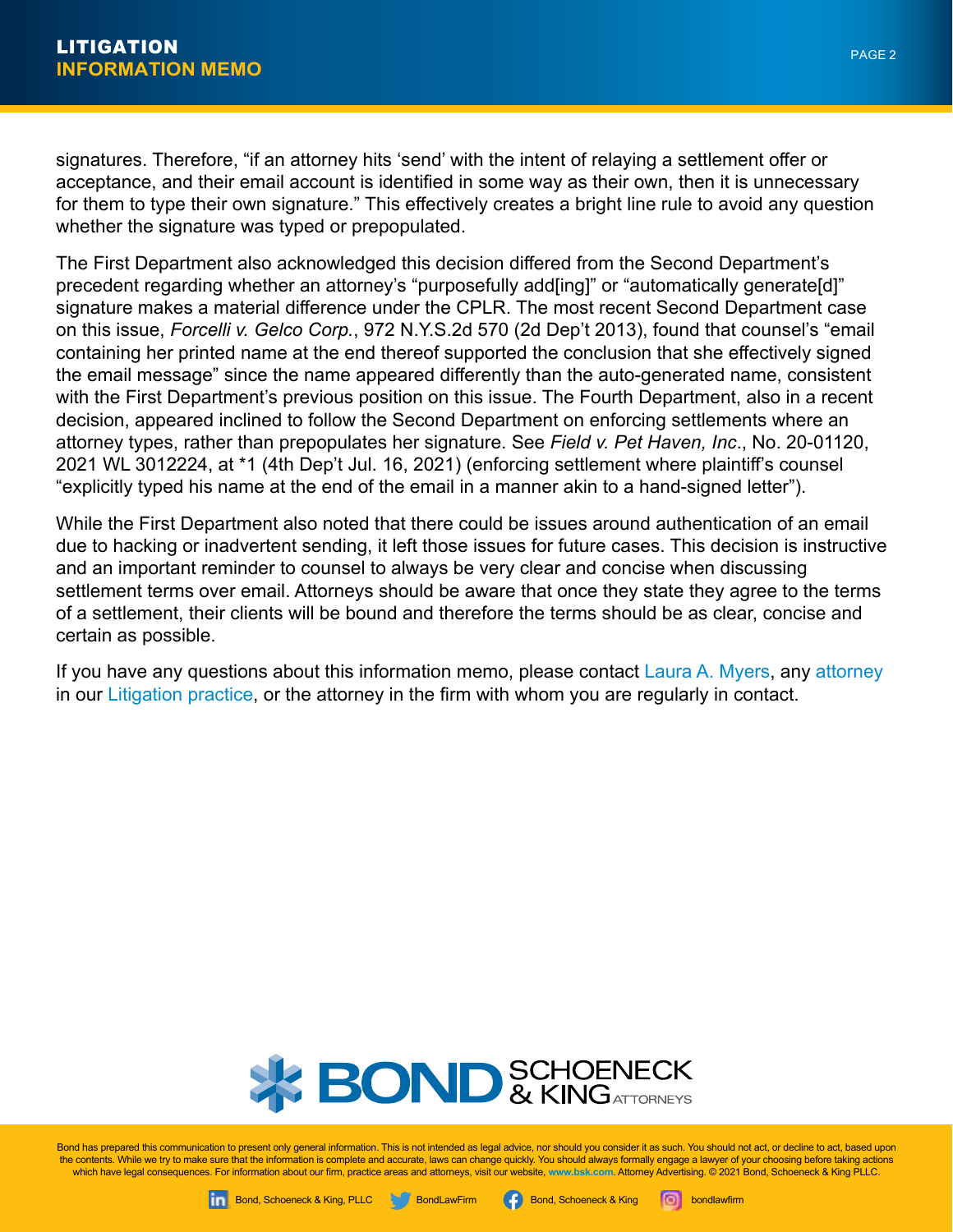signatures. Therefore, "if an attorney hits 'send' with the intent of relaying a settlement offer or acceptance, and their email account is identified in some way as their own, then it is unnecessary for them to type their own signature." This effectively creates a bright line rule to avoid any question whether the signature was typed or prepopulated.

The First Department also acknowledged this decision differed from the Second Department's precedent regarding whether an attorney's "purposefully add[ing]" or "automatically generate[d]" signature makes a material difference under the CPLR. The most recent Second Department case on this issue, *Forcelli v. Gelco Corp.*, 972 N.Y.S.2d 570 (2d Dep't 2013), found that counsel's "email containing her printed name at the end thereof supported the conclusion that she effectively signed the email message" since the name appeared differently than the auto-generated name, consistent with the First Department's previous position on this issue. The Fourth Department, also in a recent decision, appeared inclined to follow the Second Department on enforcing settlements where an attorney types, rather than prepopulates her signature. See *Field v. Pet Haven, Inc.*, No. 20-01120, 2021 WL 3012224, at *1 (4th Dep't Jul. 16, 2021) (enforcing settlement where plaintiff's counsel "explicitly typed his name at the end of the email in a manner akin to a hand-signed letter").

While the First Department also noted that there could be issues around authentication of an email due to hacking or inadvertent sending, it left those issues for future cases. This decision is instructive and an important reminder to counsel to always be very clear and concise when discussing settlement terms over email. Attorneys should be aware that once they state they agree to the terms of a settlement, their clients will be bound and therefore the terms should be as clear, concise and certain as possible.

If you have any questions about this information memo, please contact Laura A. Myers, any attorney in our Litigation practice, or the attorney in the firm with whom you are regularly in contact.

BOND SCHOENECK & KING ATTORNEYS

Bond has prepared this communication to present only general information. This is not intended as legal advice, nor should you consider it as such. You should not act, or decline to act, based upon the contents. While we try to make sure that the information is complete and accurate, laws can change quickly. You should always formally engage a lawyer of your choosing before taking actions which have legal consequences. For information about our firm, practice areas and attorneys, visit our website, www.bsk.com. Attorney Advertising. © 2021 Bond, Schoeneck & King PLLC.

Bond, Schoeneck & King, PLLC | BondLawFirm | Bond, Schoeneck & King | bondlawfirm